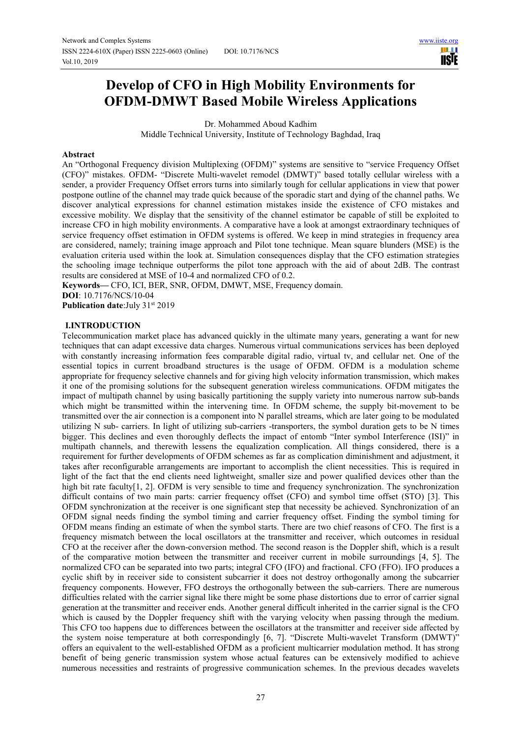# Develop of CFO in High Mobility Environments for OFDM-DMWT Based Mobile Wireless Applications

Dr. Mohammed Aboud Kadhim

Middle Technical University, Institute of Technology Baghdad, Iraq

## Abstract

An "Orthogonal Frequency division Multiplexing (OFDM)" systems are sensitive to "service Frequency Offset (CFO)" mistakes. OFDM- "Discrete Multi-wavelet remodel (DMWT)" based totally cellular wireless with a sender, a provider Frequency Offset errors turns into similarly tough for cellular applications in view that power postpone outline of the channel may trade quick because of the sporadic start and dying of the channel paths. We discover analytical expressions for channel estimation mistakes inside the existence of CFO mistakes and excessive mobility. We display that the sensitivity of the channel estimator be capable of still be exploited to increase CFO in high mobility environments. A comparative have a look at amongst extraordinary techniques of service frequency offset estimation in OFDM systems is offered. We keep in mind strategies in frequency area are considered, namely; training image approach and Pilot tone technique. Mean square blunders (MSE) is the evaluation criteria used within the look at. Simulation consequences display that the CFO estimation strategies the schooling image technique outperforms the pilot tone approach with the aid of about 2dB. The contrast results are considered at MSE of 10-4 and normalized CFO of 0.2.

**Keywords—** CFO, ICI, BER, SNR, OFDM, DMWT, MSE, Frequency domain.

**DOI**: 10.7176/NCS/10-04

**Publication date**:July 31st 2019

## I.INTRODUCTION

Telecommunication market place has advanced quickly in the ultimate many years, generating a want for new techniques that can adapt excessive data charges. Numerous virtual communications services has been deployed with constantly increasing information fees comparable digital radio, virtual tv, and cellular net. One of the essential topics in current broadband structures is the usage of OFDM. OFDM is a modulation scheme appropriate for frequency selective channels and for giving high velocity information transmission, which makes it one of the promising solutions for the subsequent generation wireless communications. OFDM mitigates the impact of multipath channel by using basically partitioning the supply variety into numerous narrow sub-bands which might be transmitted within the intervening time. In OFDM scheme, the supply bit-movement to be transmitted over the air connection is a component into N parallel streams, which are later going to be modulated utilizing N sub- carriers. In light of utilizing sub-carriers -transporters, the symbol duration gets to be N times bigger. This declines and even thoroughly deflects the impact of entomb "Inter symbol Interference (ISI)" in multipath channels, and therewith lessens the equalization complication. All things considered, there is a requirement for further developments of OFDM schemes as far as complication diminishment and adjustment, it takes after reconfigurable arrangements are important to accomplish the client necessities. This is required in light of the fact that the end clients need lightweight, smaller size and power qualified devices other than the high bit rate faculty[1, 2]. OFDM is very sensible to time and frequency synchronization. The synchronization difficult contains of two main parts: carrier frequency offset (CFO) and symbol time offset (STO) [3]. This OFDM synchronization at the receiver is one significant step that necessity be achieved. Synchronization of an OFDM signal needs finding the symbol timing and carrier frequency offset. Finding the symbol timing for OFDM means finding an estimate of when the symbol starts. There are two chief reasons of CFO. The first is a frequency mismatch between the local oscillators at the transmitter and receiver, which outcomes in residual CFO at the receiver after the down-conversion method. The second reason is the Doppler shift, which is a result of the comparative motion between the transmitter and receiver current in mobile surroundings [4, 5]. The normalized CFO can be separated into two parts; integral CFO (IFO) and fractional. CFO (FFO). IFO produces a cyclic shift by in receiver side to consistent subcarrier it does not destroy orthogonally among the subcarrier frequency components. However, FFO destroys the orthogonally between the sub-carriers. There are numerous difficulties related with the carrier signal like there might be some phase distortions due to error of carrier signal generation at the transmitter and receiver ends. Another general difficult inherited in the carrier signal is the CFO which is caused by the Doppler frequency shift with the varying velocity when passing through the medium. This CFO too happens due to differences between the oscillators at the transmitter and receiver side affected by the system noise temperature at both correspondingly [6, 7]. "Discrete Multi-wavelet Transform (DMWT)" offers an equivalent to the well-established OFDM as a proficient multicarrier modulation method. It has strong benefit of being generic transmission system whose actual features can be extensively modified to achieve numerous necessities and restraints of progressive communication schemes. In the previous decades wavelets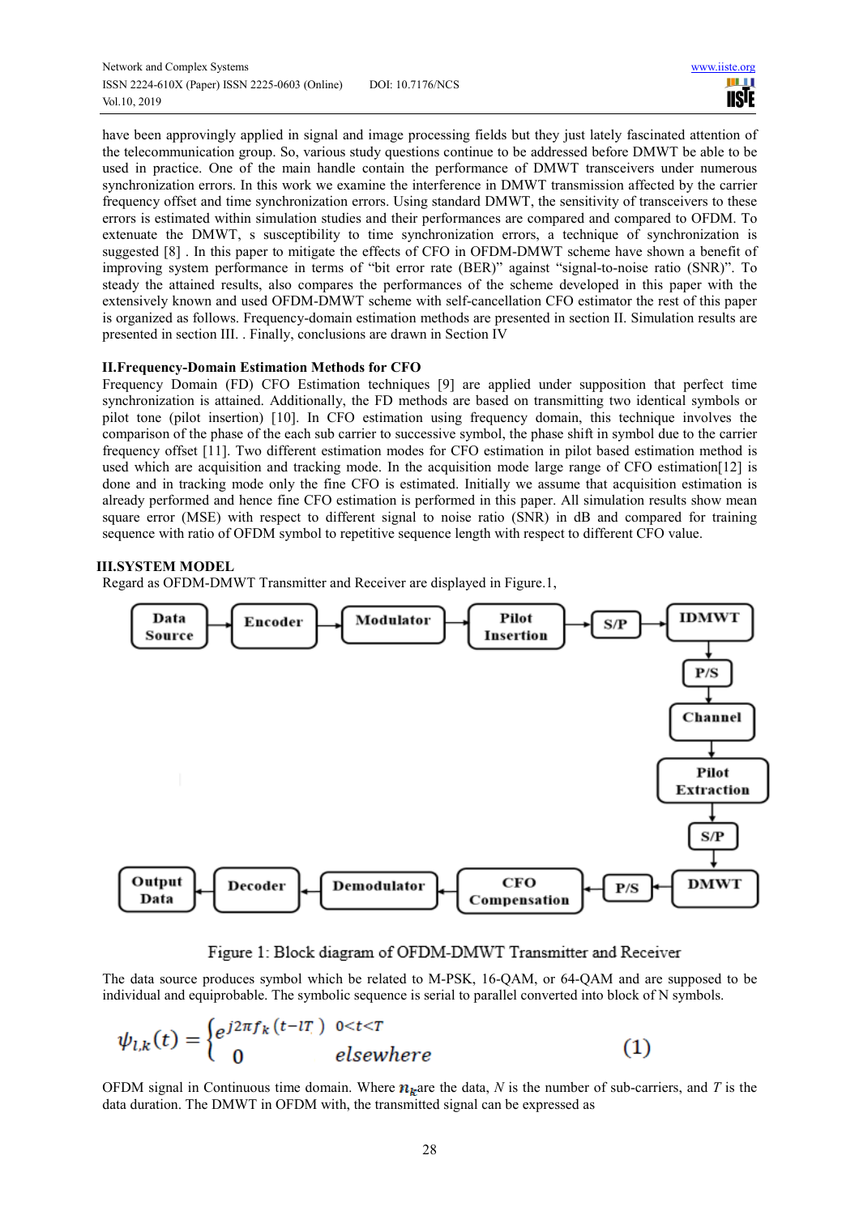have been approvingly applied in signal and image processing fields but they just lately fascinated attention of the telecommunication group. So, various study questions continue to be addressed before DMWT be able to be used in practice. One of the main handle contain the performance of DMWT transceivers under numerous synchronization errors. In this work we examine the interference in DMWT transmission affected by the carrier frequency offset and time synchronization errors. Using standard DMWT, the sensitivity of transceivers to these errors is estimated within simulation studies and their performances are compared and compared to OFDM. To extenuate the DMWT, s susceptibility to time synchronization errors, a technique of synchronization is suggested [8] . In this paper to mitigate the effects of CFO in OFDM-DMWT scheme have shown a benefit of improving system performance in terms of "bit error rate (BER)" against "signal-to-noise ratio (SNR)". To steady the attained results, also compares the performances of the scheme developed in this paper with the extensively known and used OFDM-DMWT scheme with self-cancellation CFO estimator the rest of this paper is organized as follows. Frequency-domain estimation methods are presented in section II. Simulation results are presented in section III. . Finally, conclusions are drawn in Section IV

## II.Frequency-Domain Estimation Methods for CFO

Frequency Domain (FD) CFO Estimation techniques [9] are applied under supposition that perfect time synchronization is attained. Additionally, the FD methods are based on transmitting two identical symbols or pilot tone (pilot insertion) [10]. In CFO estimation using frequency domain, this technique involves the comparison of the phase of the each sub carrier to successive symbol, the phase shift in symbol due to the carrier frequency offset [11]. Two different estimation modes for CFO estimation in pilot based estimation method is used which are acquisition and tracking mode. In the acquisition mode large range of CFO estimation[12] is done and in tracking mode only the fine CFO is estimated. Initially we assume that acquisition estimation is already performed and hence fine CFO estimation is performed in this paper. All simulation results show mean square error (MSE) with respect to different signal to noise ratio (SNR) in dB and compared for training sequence with ratio of OFDM symbol to repetitive sequence length with respect to different CFO value.

## III.SYSTEM MODEL

Regard as OFDM-DMWT Transmitter and Receiver are displayed in Figure.1,

Data Source → Encoder → Modulator → Pilot Insertion → S/P → IDMWT → P/S → Channel → Pilot Extraction → S/P → DMWT → P/S → CFO Compensation → Demodulator → Decoder → Output Data

Figure 1: Block diagram of OFDM-DMWT Transmitter and Receiver

The data source produces symbol which be related to M-PSK, 16-QAM, or 64-QAM and are supposed to be individual and equiprobable. The symbolic sequence is serial to parallel converted into block of N symbols.

$$\psi_{l,k}(t) = \begin{cases} e^{j2\pi f_k (t-lT)} & 0<t<T \\ 0 & elsewhere \end{cases} \qquad (1)$$

OFDM signal in Continuous time domain. Where $n_k$ are the data, $N$ is the number of sub-carriers, and $T$ is the data duration. The DMWT in OFDM with, the transmitted signal can be expressed as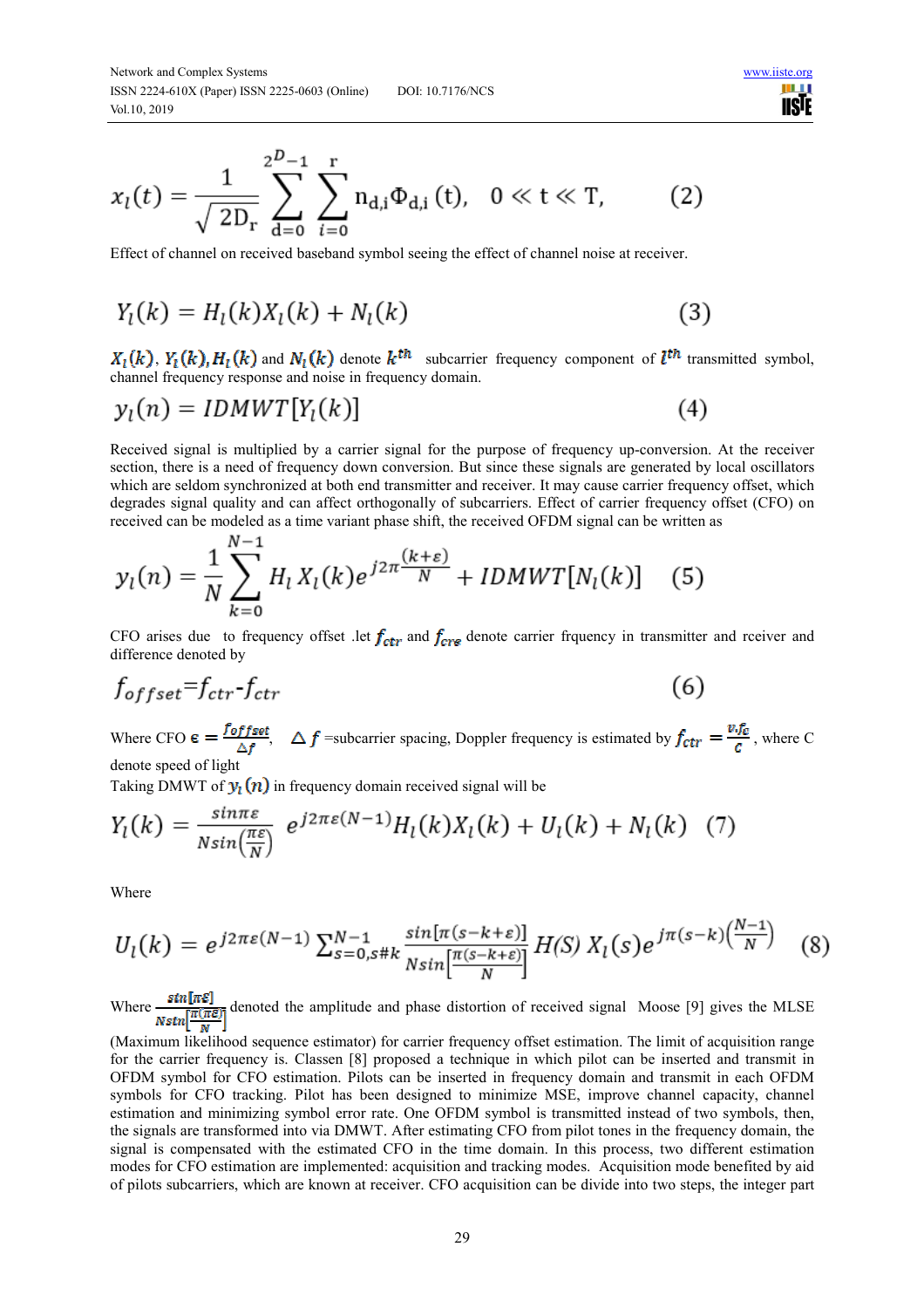$$x_l(t) = \frac{1}{\sqrt{2D_r}} \sum_{d=0}^{2^D-1} \sum_{i=0}^{r} n_{d,i}\Phi_{d,i}(t), \quad 0 \ll t \ll T, \qquad (2)$$

Effect of channel on received baseband symbol seeing the effect of channel noise at receiver.

$$Y_l(k) = H_l(k)X_l(k) + N_l(k) \qquad (3)$$

$X_l(k)$, $Y_l(k)$, $H_l(k)$ and $N_l(k)$ denote $k^{th}$ subcarrier frequency component of $l^{th}$ transmitted symbol, channel frequency response and noise in frequency domain.

$$y_l(n) = IDMWT[Y_l(k)] \qquad (4)$$

Received signal is multiplied by a carrier signal for the purpose of frequency up-conversion. At the receiver section, there is a need of frequency down conversion. But since these signals are generated by local oscillators which are seldom synchronized at both end transmitter and receiver. It may cause carrier frequency offset, which degrades signal quality and can affect orthogonally of subcarriers. Effect of carrier frequency offset (CFO) on received can be modeled as a time variant phase shift, the received OFDM signal can be written as

$$y_l(n) = \frac{1}{N} \sum_{k=0}^{N-1} H_l X_l(k) e^{j2\pi\frac{(k+\varepsilon)}{N}} + IDMWT[N_l(k)] \qquad (5)$$

CFO arises due to frequency offset .let $f_{ctr}$ and $f_{crs}$ denote carrier frquency in transmitter and rceiver and difference denoted by

$$f_{offset}\text{=}f_{ctr}\text{-}f_{ctr} \qquad (6)$$

Where CFO $\epsilon = \frac{f_{offset}}{\Delta f}$, $\Delta f$ =subcarrier spacing, Doppler frequency is estimated by $f_{ctr} = \frac{v.f_c}{c}$, where C denote speed of light

Taking DMWT of $y_l(n)$ in frequency domain received signal will be

$$Y_l(k) = \frac{\sin\pi\varepsilon}{N\sin\left(\frac{\pi\varepsilon}{N}\right)} \; e^{j2\pi\varepsilon(N-1)} H_l(k)X_l(k) + U_l(k) + N_l(k) \quad (7)$$

Where

$$U_l(k) = e^{j2\pi\varepsilon(N-1)} \sum_{s=0,s\#k}^{N-1} \frac{\sin[\pi(s-k+\varepsilon)]}{N\sin\left[\frac{\pi(s-k+\varepsilon)}{N}\right]} H(S)\, X_l(s) e^{j\pi(s-k)\left(\frac{N-1}{N}\right)} \quad (8)$$

Where $\frac{\sin[\pi\varepsilon]}{N\sin\left[\frac{\pi(\pi\varepsilon)}{N}\right]}$ denoted the amplitude and phase distortion of received signal Moose [9] gives the MLSE (Maximum likelihood sequence estimator) for carrier frequency offset estimation. The limit of acquisition range for the carrier frequency is. Classen [8] proposed a technique in which pilot can be inserted and transmit in OFDM symbol for CFO estimation. Pilots can be inserted in frequency domain and transmit in each OFDM symbols for CFO tracking. Pilot has been designed to minimize MSE, improve channel capacity, channel estimation and minimizing symbol error rate. One OFDM symbol is transmitted instead of two symbols, then, the signals are transformed into via DMWT. After estimating CFO from pilot tones in the frequency domain, the signal is compensated with the estimated CFO in the time domain. In this process, two different estimation modes for CFO estimation are implemented: acquisition and tracking modes. Acquisition mode benefited by aid of pilots subcarriers, which are known at receiver. CFO acquisition can be divide into two steps, the integer part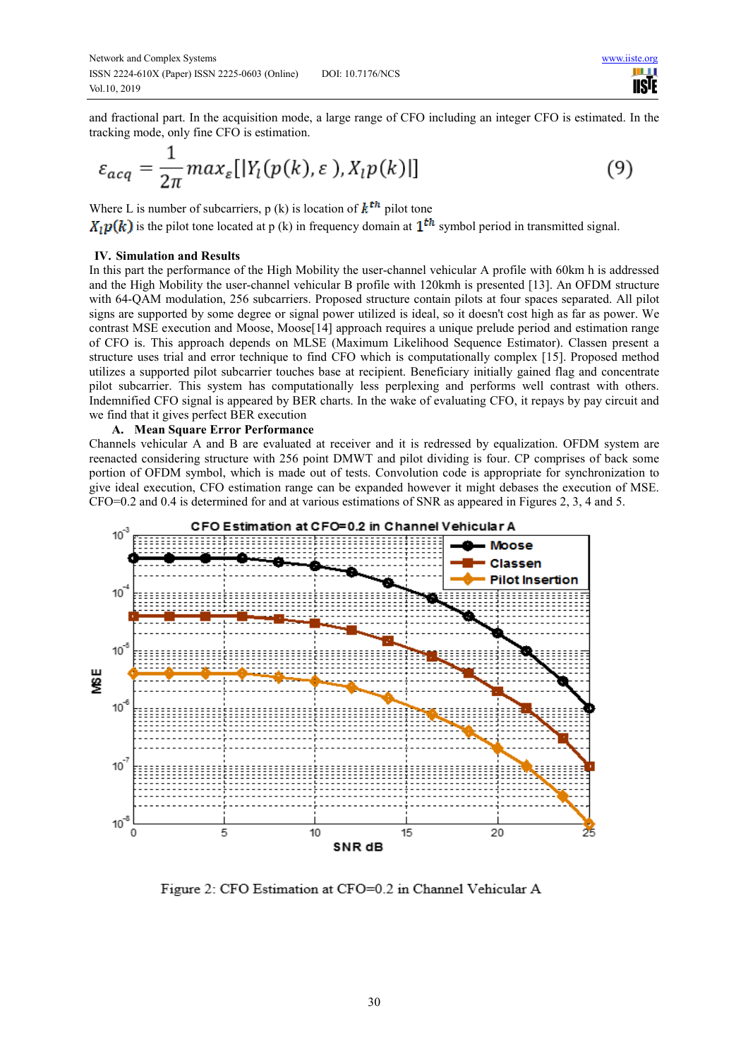and fractional part. In the acquisition mode, a large range of CFO including an integer CFO is estimated. In the tracking mode, only fine CFO is estimation.

$$\varepsilon_{acq} = \frac{1}{2\pi} max_{\varepsilon}[|Y_l(p(k), \varepsilon), X_l p(k)|] \tag{9}$$

Where L is number of subcarriers, p (k) is location of $k^{th}$ pilot tone

$X_l p(k)$ is the pilot tone located at p (k) in frequency domain at $1^{th}$ symbol period in transmitted signal.

## IV. Simulation and Results

In this part the performance of the High Mobility the user-channel vehicular A profile with 60km h is addressed and the High Mobility the user-channel vehicular B profile with 120kmh is presented [13]. An OFDM structure with 64-QAM modulation, 256 subcarriers. Proposed structure contain pilots at four spaces separated. All pilot signs are supported by some degree or signal power utilized is ideal, so it doesn't cost high as far as power. We contrast MSE execution and Moose, Moose[14] approach requires a unique prelude period and estimation range of CFO is. This approach depends on MLSE (Maximum Likelihood Sequence Estimator). Classen present a structure uses trial and error technique to find CFO which is computationally complex [15]. Proposed method utilizes a supported pilot subcarrier touches base at recipient. Beneficiary initially gained flag and concentrate pilot subcarrier. This system has computationally less perplexing and performs well contrast with others. Indemnified CFO signal is appeared by BER charts. In the wake of evaluating CFO, it repays by pay circuit and we find that it gives perfect BER execution

### A. Mean Square Error Performance

Channels vehicular A and B are evaluated at receiver and it is redressed by equalization. OFDM system are reenacted considering structure with 256 point DMWT and pilot dividing is four. CP comprises of back some portion of OFDM symbol, which is made out of tests. Convolution code is appropriate for synchronization to give ideal execution, CFO estimation range can be expanded however it might debases the execution of MSE. CFO=0.2 and 0.4 is determined for and at various estimations of SNR as appeared in Figures 2, 3, 4 and 5.

Figure 2: CFO Estimation at CFO=0.2 in Channel Vehicular A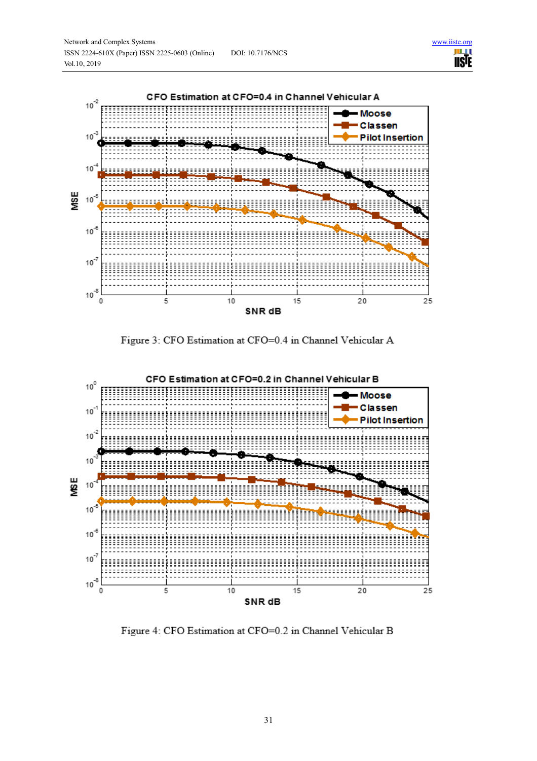Figure 3: CFO Estimation at CFO=0.4 in Channel Vehicular A

Figure 4: CFO Estimation at CFO=0.2 in Channel Vehicular B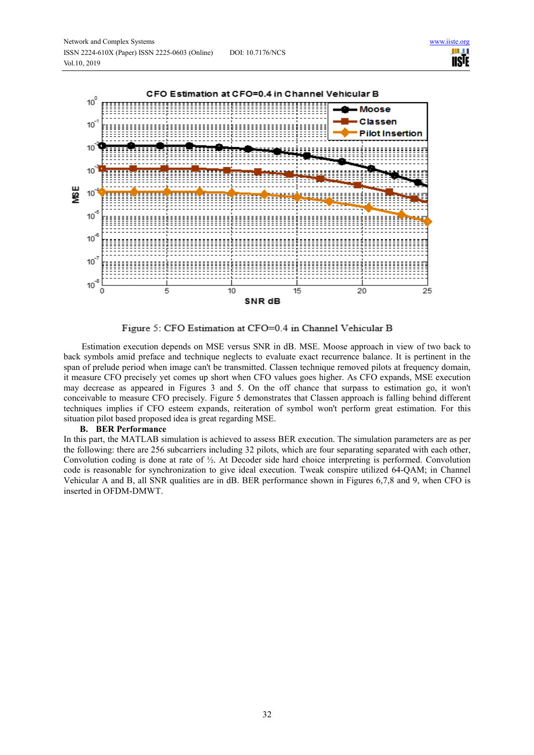Figure 5: CFO Estimation at CFO=0.4 in Channel Vehicular B

Estimation execution depends on MSE versus SNR in dB. MSE. Moose approach in view of two back to back symbols amid preface and technique neglects to evaluate exact recurrence balance. It is pertinent in the span of prelude period when image can't be transmitted. Classen technique removed pilots at frequency domain, it measure CFO precisely yet comes up short when CFO values goes higher. As CFO expands, MSE execution may decrease as appeared in Figures 3 and 5. On the off chance that surpass to estimation go, it won't conceivable to measure CFO precisely. Figure 5 demonstrates that Classen approach is falling behind different techniques implies if CFO esteem expands, reiteration of symbol won't perform great estimation. For this situation pilot based proposed idea is great regarding MSE.

### B. BER Performance

In this part, the MATLAB simulation is achieved to assess BER execution. The simulation parameters are as per the following: there are 256 subcarriers including 32 pilots, which are four separating separated with each other, Convolution coding is done at rate of ½. At Decoder side hard choice interpreting is performed. Convolution code is reasonable for synchronization to give ideal execution. Tweak conspire utilized 64-QAM; in Channel Vehicular A and B, all SNR qualities are in dB. BER performance shown in Figures 6,7,8 and 9, when CFO is inserted in OFDM-DMWT.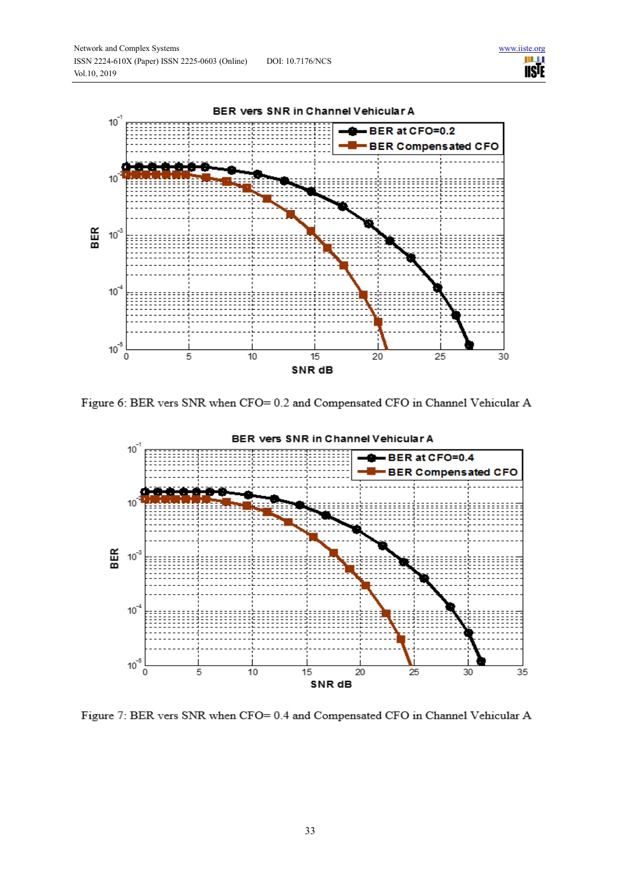Figure 6: BER vers SNR when CFO= 0.2 and Compensated CFO in Channel Vehicular A

Figure 7: BER vers SNR when CFO= 0.4 and Compensated CFO in Channel Vehicular A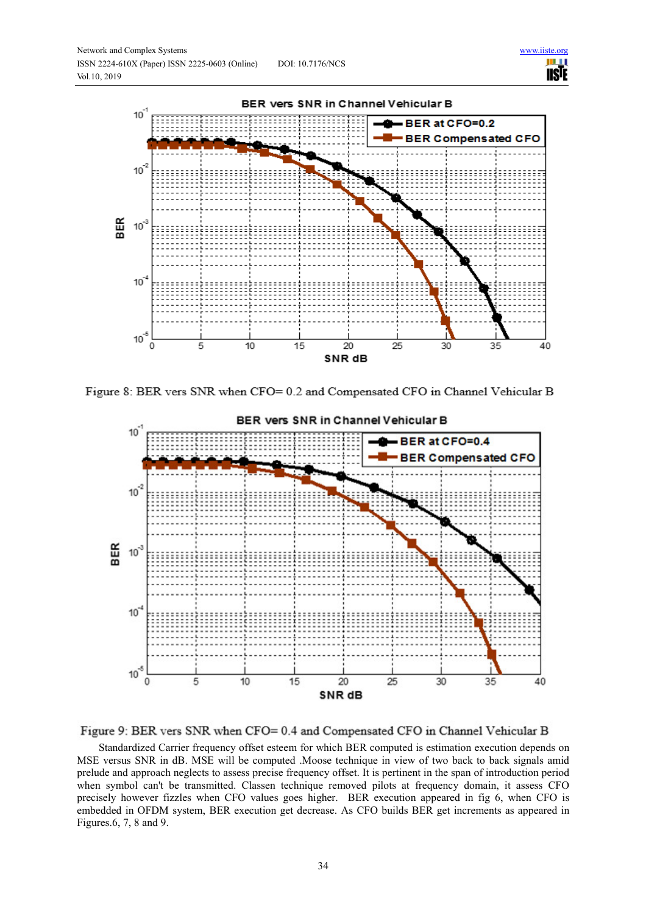Figure 8: BER vers SNR when CFO= 0.2 and Compensated CFO in Channel Vehicular B

Figure 9: BER vers SNR when CFO= 0.4 and Compensated CFO in Channel Vehicular B

Standardized Carrier frequency offset esteem for which BER computed is estimation execution depends on MSE versus SNR in dB. MSE will be computed .Moose technique in view of two back to back signals amid prelude and approach neglects to assess precise frequency offset. It is pertinent in the span of introduction period when symbol can't be transmitted. Classen technique removed pilots at frequency domain, it assess CFO precisely however fizzles when CFO values goes higher. BER execution appeared in fig 6, when CFO is embedded in OFDM system, BER execution get decrease. As CFO builds BER get increments as appeared in Figures.6, 7, 8 and 9.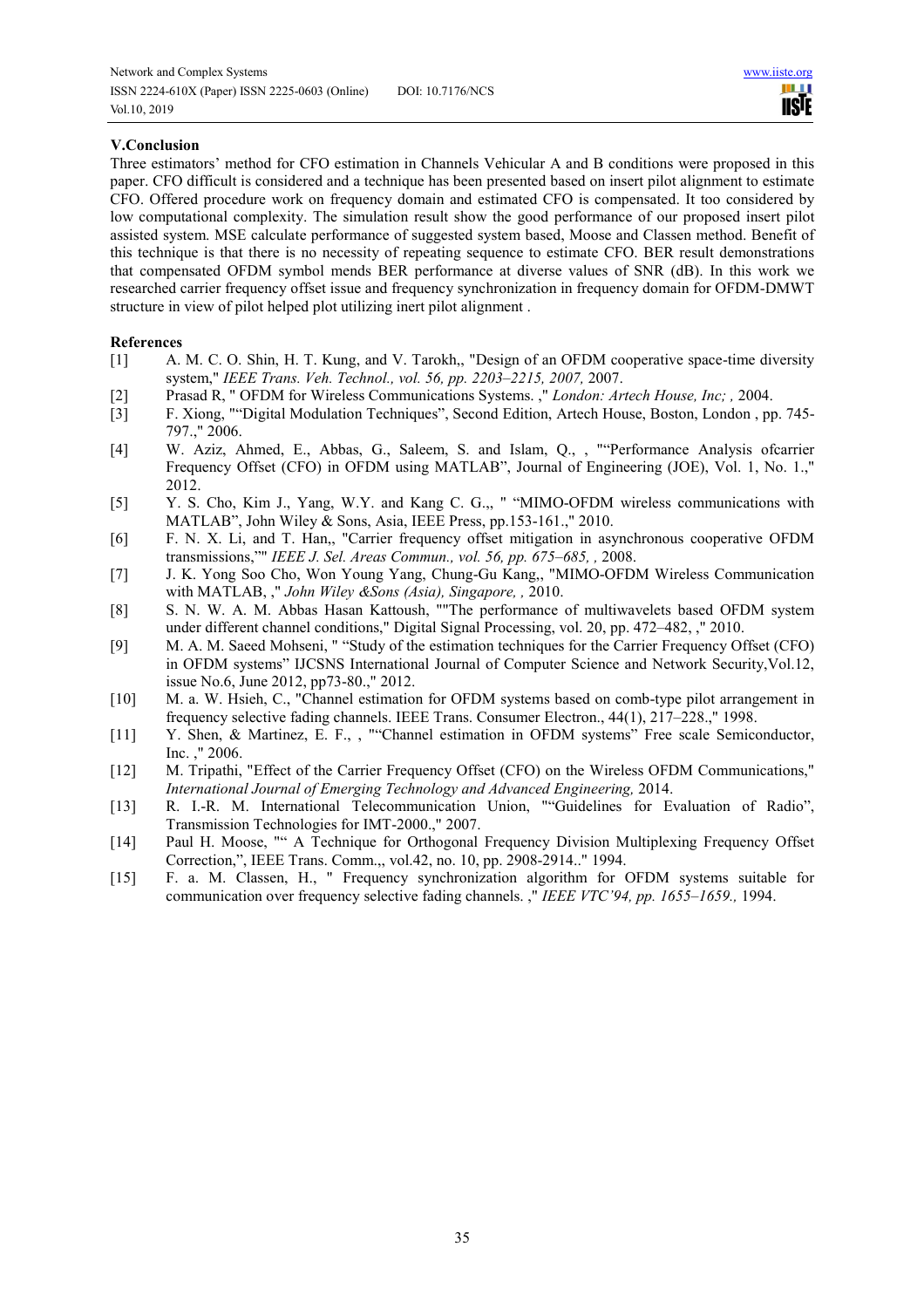## V.Conclusion

Three estimators' method for CFO estimation in Channels Vehicular A and B conditions were proposed in this paper. CFO difficult is considered and a technique has been presented based on insert pilot alignment to estimate CFO. Offered procedure work on frequency domain and estimated CFO is compensated. It too considered by low computational complexity. The simulation result show the good performance of our proposed insert pilot assisted system. MSE calculate performance of suggested system based, Moose and Classen method. Benefit of this technique is that there is no necessity of repeating sequence to estimate CFO. BER result demonstrations that compensated OFDM symbol mends BER performance at diverse values of SNR (dB). In this work we researched carrier frequency offset issue and frequency synchronization in frequency domain for OFDM-DMWT structure in view of pilot helped plot utilizing inert pilot alignment .

## References

[1] A. M. C. O. Shin, H. T. Kung, and V. Tarokh,, "Design of an OFDM cooperative space-time diversity system," *IEEE Trans. Veh. Technol., vol. 56, pp. 2203–2215, 2007,* 2007.

[2] Prasad R, " OFDM for Wireless Communications Systems. ," *London: Artech House, Inc; ,* 2004.

[3] F. Xiong, ""Digital Modulation Techniques", Second Edition, Artech House, Boston, London , pp. 745-797.," 2006.

[4] W. Aziz, Ahmed, E., Abbas, G., Saleem, S. and Islam, Q., , ""Performance Analysis ofcarrier Frequency Offset (CFO) in OFDM using MATLAB", Journal of Engineering (JOE), Vol. 1, No. 1.," 2012.

[5] Y. S. Cho, Kim J., Yang, W.Y. and Kang C. G.,, " "MIMO-OFDM wireless communications with MATLAB", John Wiley & Sons, Asia, IEEE Press, pp.153-161.," 2010.

[6] F. N. X. Li, and T. Han,, "Carrier frequency offset mitigation in asynchronous cooperative OFDM transmissions,"" *IEEE J. Sel. Areas Commun., vol. 56, pp. 675–685, ,* 2008.

[7] J. K. Yong Soo Cho, Won Young Yang, Chung-Gu Kang,, "MIMO-OFDM Wireless Communication with MATLAB, ," *John Wiley &Sons (Asia), Singapore, ,* 2010.

[8] S. N. W. A. M. Abbas Hasan Kattoush, ""The performance of multiwavelets based OFDM system under different channel conditions," Digital Signal Processing, vol. 20, pp. 472–482, ," 2010.

[9] M. A. M. Saeed Mohseni, " "Study of the estimation techniques for the Carrier Frequency Offset (CFO) in OFDM systems" IJCSNS International Journal of Computer Science and Network Security,Vol.12, issue No.6, June 2012, pp73-80.," 2012.

[10] M. a. W. Hsieh, C., "Channel estimation for OFDM systems based on comb-type pilot arrangement in frequency selective fading channels. IEEE Trans. Consumer Electron., 44(1), 217–228.," 1998.

[11] Y. Shen, & Martinez, E. F., , ""Channel estimation in OFDM systems" Free scale Semiconductor, Inc. ," 2006.

[12] M. Tripathi, "Effect of the Carrier Frequency Offset (CFO) on the Wireless OFDM Communications," *International Journal of Emerging Technology and Advanced Engineering,* 2014.

[13] R. I.-R. M. International Telecommunication Union, ""Guidelines for Evaluation of Radio", Transmission Technologies for IMT-2000.," 2007.

[14] Paul H. Moose, "" A Technique for Orthogonal Frequency Division Multiplexing Frequency Offset Correction,", IEEE Trans. Comm.,, vol.42, no. 10, pp. 2908-2914.." 1994.

[15] F. a. M. Classen, H., " Frequency synchronization algorithm for OFDM systems suitable for communication over frequency selective fading channels. ," *IEEE VTC'94, pp. 1655–1659.,* 1994.